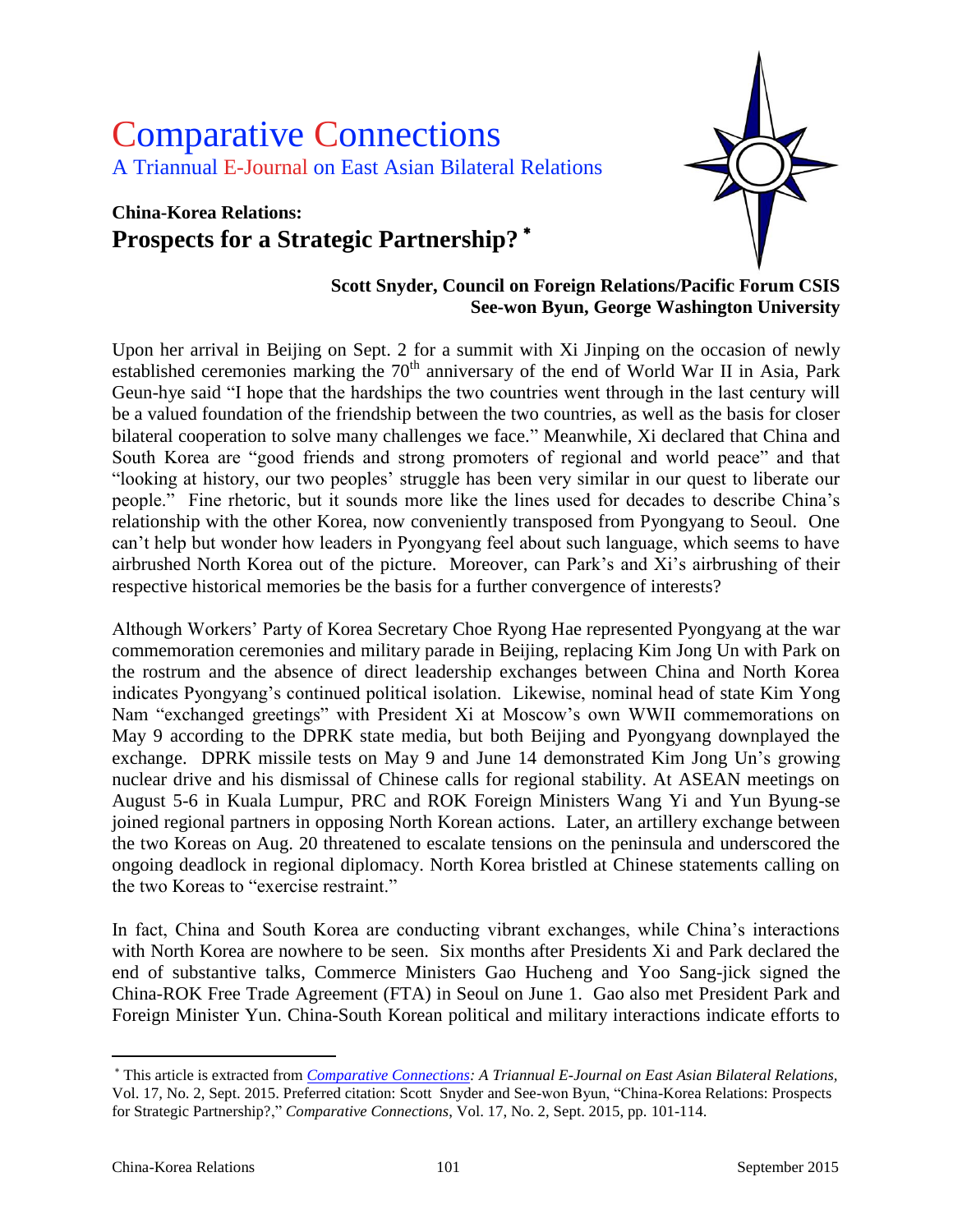# Comparative Connections

A Triannual E-Journal on East Asian Bilateral Relations

## China-Korea Relations:
## Prospects for a Strategic Partnership? *

**Scott Snyder, Council on Foreign Relations/Pacific Forum CSIS**
**See-won Byun, George Washington University**

Upon her arrival in Beijing on Sept. 2 for a summit with Xi Jinping on the occasion of newly established ceremonies marking the 70th anniversary of the end of World War II in Asia, Park Geun-hye said "I hope that the hardships the two countries went through in the last century will be a valued foundation of the friendship between the two countries, as well as the basis for closer bilateral cooperation to solve many challenges we face." Meanwhile, Xi declared that China and South Korea are "good friends and strong promoters of regional and world peace" and that "looking at history, our two peoples' struggle has been very similar in our quest to liberate our people." Fine rhetoric, but it sounds more like the lines used for decades to describe China's relationship with the other Korea, now conveniently transposed from Pyongyang to Seoul. One can't help but wonder how leaders in Pyongyang feel about such language, which seems to have airbrushed North Korea out of the picture. Moreover, can Park's and Xi's airbrushing of their respective historical memories be the basis for a further convergence of interests?

Although Workers' Party of Korea Secretary Choe Ryong Hae represented Pyongyang at the war commemoration ceremonies and military parade in Beijing, replacing Kim Jong Un with Park on the rostrum and the absence of direct leadership exchanges between China and North Korea indicates Pyongyang's continued political isolation. Likewise, nominal head of state Kim Yong Nam "exchanged greetings" with President Xi at Moscow's own WWII commemorations on May 9 according to the DPRK state media, but both Beijing and Pyongyang downplayed the exchange. DPRK missile tests on May 9 and June 14 demonstrated Kim Jong Un's growing nuclear drive and his dismissal of Chinese calls for regional stability. At ASEAN meetings on August 5-6 in Kuala Lumpur, PRC and ROK Foreign Ministers Wang Yi and Yun Byung-se joined regional partners in opposing North Korean actions. Later, an artillery exchange between the two Koreas on Aug. 20 threatened to escalate tensions on the peninsula and underscored the ongoing deadlock in regional diplomacy. North Korea bristled at Chinese statements calling on the two Koreas to "exercise restraint."

In fact, China and South Korea are conducting vibrant exchanges, while China's interactions with North Korea are nowhere to be seen. Six months after Presidents Xi and Park declared the end of substantive talks, Commerce Ministers Gao Hucheng and Yoo Sang-jick signed the China-ROK Free Trade Agreement (FTA) in Seoul on June 1. Gao also met President Park and Foreign Minister Yun. China-South Korean political and military interactions indicate efforts to

---

* This article is extracted from *Comparative Connections: A Triannual E-Journal on East Asian Bilateral Relations*, Vol. 17, No. 2, Sept. 2015. Preferred citation: Scott Snyder and See-won Byun, "China-Korea Relations: Prospects for Strategic Partnership?," *Comparative Connections*, Vol. 17, No. 2, Sept. 2015, pp. 101-114.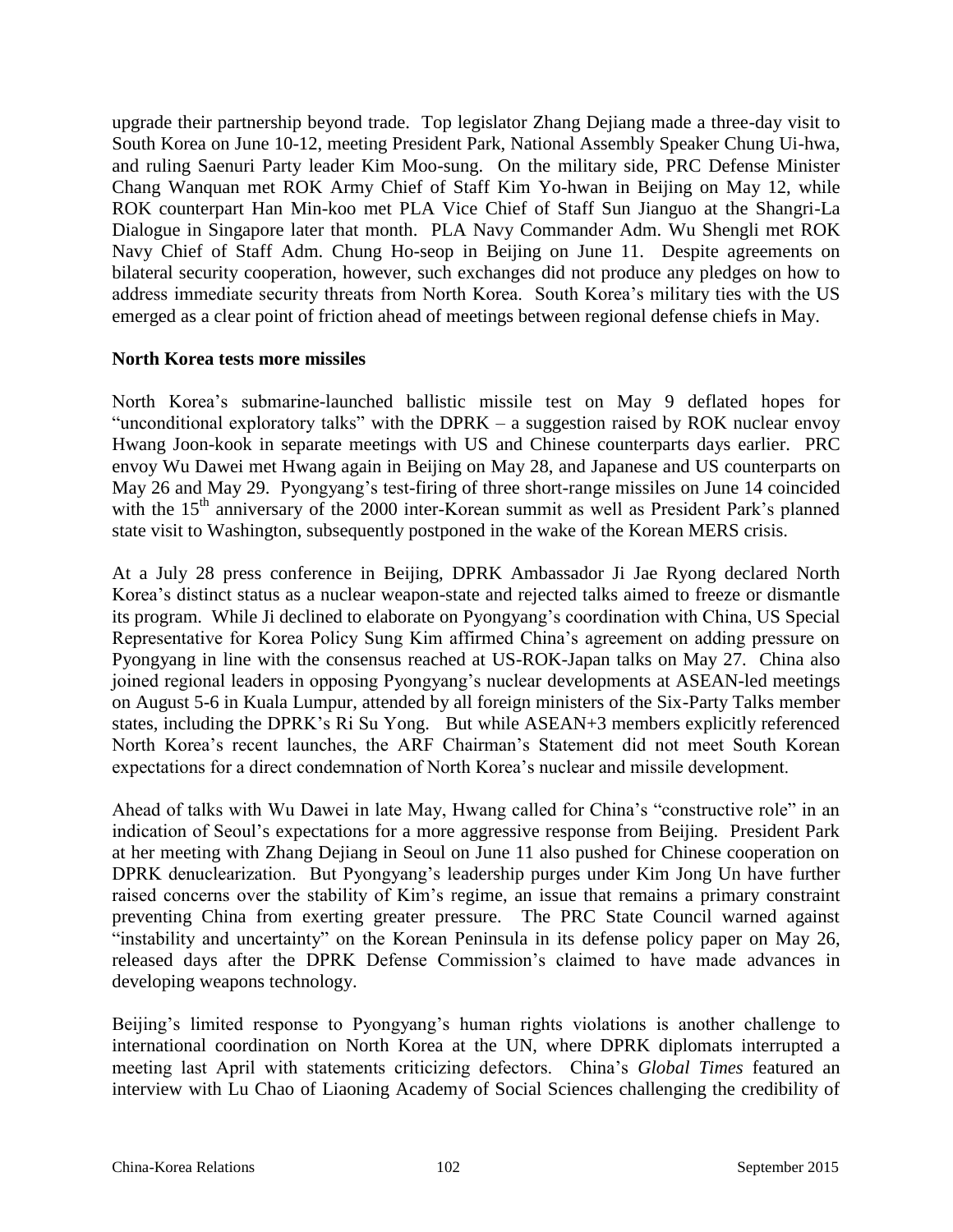upgrade their partnership beyond trade. Top legislator Zhang Dejiang made a three-day visit to South Korea on June 10-12, meeting President Park, National Assembly Speaker Chung Ui-hwa, and ruling Saenuri Party leader Kim Moo-sung. On the military side, PRC Defense Minister Chang Wanquan met ROK Army Chief of Staff Kim Yo-hwan in Beijing on May 12, while ROK counterpart Han Min-koo met PLA Vice Chief of Staff Sun Jianguo at the Shangri-La Dialogue in Singapore later that month. PLA Navy Commander Adm. Wu Shengli met ROK Navy Chief of Staff Adm. Chung Ho-seop in Beijing on June 11. Despite agreements on bilateral security cooperation, however, such exchanges did not produce any pledges on how to address immediate security threats from North Korea. South Korea's military ties with the US emerged as a clear point of friction ahead of meetings between regional defense chiefs in May.

**North Korea tests more missiles**

North Korea's submarine-launched ballistic missile test on May 9 deflated hopes for "unconditional exploratory talks" with the DPRK – a suggestion raised by ROK nuclear envoy Hwang Joon-kook in separate meetings with US and Chinese counterparts days earlier. PRC envoy Wu Dawei met Hwang again in Beijing on May 28, and Japanese and US counterparts on May 26 and May 29. Pyongyang's test-firing of three short-range missiles on June 14 coincided with the 15th anniversary of the 2000 inter-Korean summit as well as President Park's planned state visit to Washington, subsequently postponed in the wake of the Korean MERS crisis.

At a July 28 press conference in Beijing, DPRK Ambassador Ji Jae Ryong declared North Korea's distinct status as a nuclear weapon-state and rejected talks aimed to freeze or dismantle its program. While Ji declined to elaborate on Pyongyang's coordination with China, US Special Representative for Korea Policy Sung Kim affirmed China's agreement on adding pressure on Pyongyang in line with the consensus reached at US-ROK-Japan talks on May 27. China also joined regional leaders in opposing Pyongyang's nuclear developments at ASEAN-led meetings on August 5-6 in Kuala Lumpur, attended by all foreign ministers of the Six-Party Talks member states, including the DPRK's Ri Su Yong. But while ASEAN+3 members explicitly referenced North Korea's recent launches, the ARF Chairman's Statement did not meet South Korean expectations for a direct condemnation of North Korea's nuclear and missile development.

Ahead of talks with Wu Dawei in late May, Hwang called for China's "constructive role" in an indication of Seoul's expectations for a more aggressive response from Beijing. President Park at her meeting with Zhang Dejiang in Seoul on June 11 also pushed for Chinese cooperation on DPRK denuclearization. But Pyongyang's leadership purges under Kim Jong Un have further raised concerns over the stability of Kim's regime, an issue that remains a primary constraint preventing China from exerting greater pressure. The PRC State Council warned against "instability and uncertainty" on the Korean Peninsula in its defense policy paper on May 26, released days after the DPRK Defense Commission's claimed to have made advances in developing weapons technology.

Beijing's limited response to Pyongyang's human rights violations is another challenge to international coordination on North Korea at the UN, where DPRK diplomats interrupted a meeting last April with statements criticizing defectors. China's *Global Times* featured an interview with Lu Chao of Liaoning Academy of Social Sciences challenging the credibility of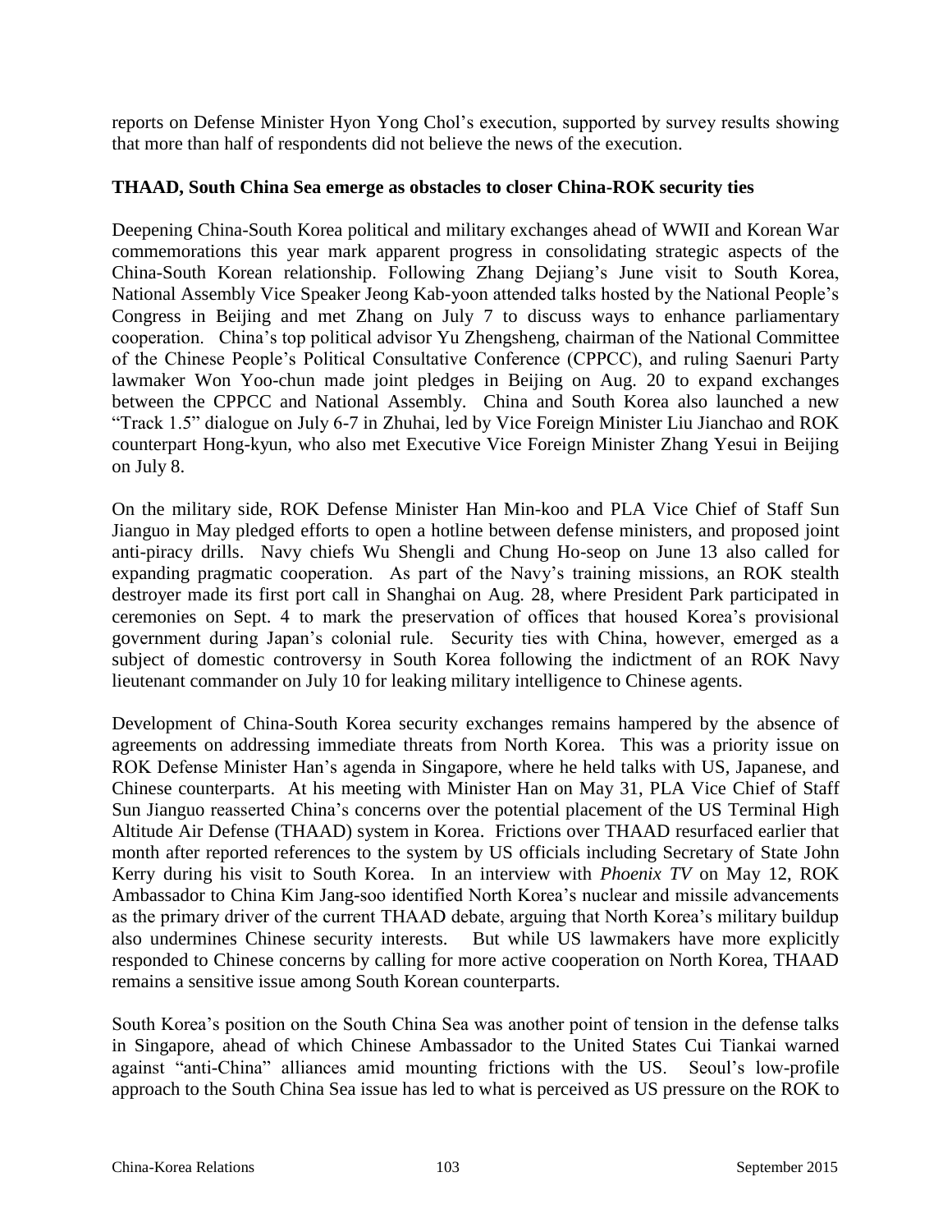reports on Defense Minister Hyon Yong Chol's execution, supported by survey results showing that more than half of respondents did not believe the news of the execution.

**THAAD, South China Sea emerge as obstacles to closer China-ROK security ties**

Deepening China-South Korea political and military exchanges ahead of WWII and Korean War commemorations this year mark apparent progress in consolidating strategic aspects of the China-South Korean relationship. Following Zhang Dejiang's June visit to South Korea, National Assembly Vice Speaker Jeong Kab-yoon attended talks hosted by the National People's Congress in Beijing and met Zhang on July 7 to discuss ways to enhance parliamentary cooperation. China's top political advisor Yu Zhengsheng, chairman of the National Committee of the Chinese People's Political Consultative Conference (CPPCC), and ruling Saenuri Party lawmaker Won Yoo-chun made joint pledges in Beijing on Aug. 20 to expand exchanges between the CPPCC and National Assembly. China and South Korea also launched a new "Track 1.5" dialogue on July 6-7 in Zhuhai, led by Vice Foreign Minister Liu Jianchao and ROK counterpart Hong-kyun, who also met Executive Vice Foreign Minister Zhang Yesui in Beijing on July 8.

On the military side, ROK Defense Minister Han Min-koo and PLA Vice Chief of Staff Sun Jianguo in May pledged efforts to open a hotline between defense ministers, and proposed joint anti-piracy drills. Navy chiefs Wu Shengli and Chung Ho-seop on June 13 also called for expanding pragmatic cooperation. As part of the Navy's training missions, an ROK stealth destroyer made its first port call in Shanghai on Aug. 28, where President Park participated in ceremonies on Sept. 4 to mark the preservation of offices that housed Korea's provisional government during Japan's colonial rule. Security ties with China, however, emerged as a subject of domestic controversy in South Korea following the indictment of an ROK Navy lieutenant commander on July 10 for leaking military intelligence to Chinese agents.

Development of China-South Korea security exchanges remains hampered by the absence of agreements on addressing immediate threats from North Korea. This was a priority issue on ROK Defense Minister Han's agenda in Singapore, where he held talks with US, Japanese, and Chinese counterparts. At his meeting with Minister Han on May 31, PLA Vice Chief of Staff Sun Jianguo reasserted China's concerns over the potential placement of the US Terminal High Altitude Air Defense (THAAD) system in Korea. Frictions over THAAD resurfaced earlier that month after reported references to the system by US officials including Secretary of State John Kerry during his visit to South Korea. In an interview with *Phoenix TV* on May 12, ROK Ambassador to China Kim Jang-soo identified North Korea's nuclear and missile advancements as the primary driver of the current THAAD debate, arguing that North Korea's military buildup also undermines Chinese security interests. But while US lawmakers have more explicitly responded to Chinese concerns by calling for more active cooperation on North Korea, THAAD remains a sensitive issue among South Korean counterparts.

South Korea's position on the South China Sea was another point of tension in the defense talks in Singapore, ahead of which Chinese Ambassador to the United States Cui Tiankai warned against "anti-China" alliances amid mounting frictions with the US. Seoul's low-profile approach to the South China Sea issue has led to what is perceived as US pressure on the ROK to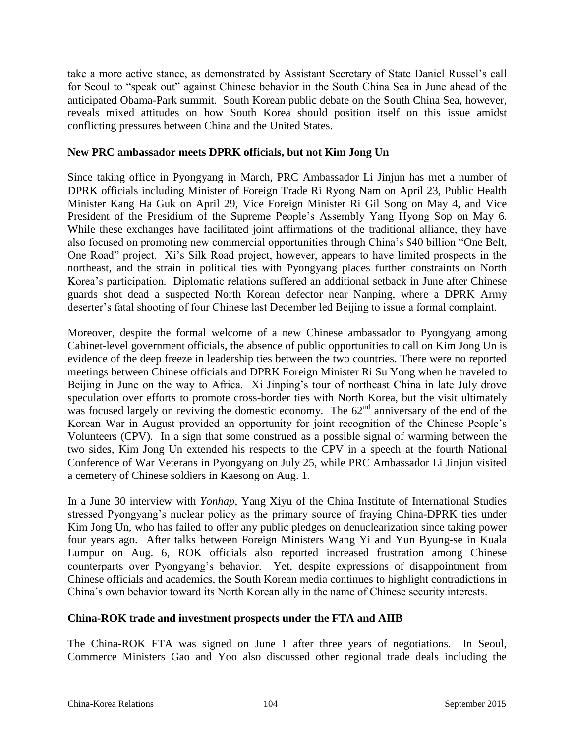take a more active stance, as demonstrated by Assistant Secretary of State Daniel Russel's call for Seoul to "speak out" against Chinese behavior in the South China Sea in June ahead of the anticipated Obama-Park summit. South Korean public debate on the South China Sea, however, reveals mixed attitudes on how South Korea should position itself on this issue amidst conflicting pressures between China and the United States.

**New PRC ambassador meets DPRK officials, but not Kim Jong Un**

Since taking office in Pyongyang in March, PRC Ambassador Li Jinjun has met a number of DPRK officials including Minister of Foreign Trade Ri Ryong Nam on April 23, Public Health Minister Kang Ha Guk on April 29, Vice Foreign Minister Ri Gil Song on May 4, and Vice President of the Presidium of the Supreme People's Assembly Yang Hyong Sop on May 6. While these exchanges have facilitated joint affirmations of the traditional alliance, they have also focused on promoting new commercial opportunities through China's $40 billion "One Belt, One Road" project. Xi's Silk Road project, however, appears to have limited prospects in the northeast, and the strain in political ties with Pyongyang places further constraints on North Korea's participation. Diplomatic relations suffered an additional setback in June after Chinese guards shot dead a suspected North Korean defector near Nanping, where a DPRK Army deserter's fatal shooting of four Chinese last December led Beijing to issue a formal complaint.

Moreover, despite the formal welcome of a new Chinese ambassador to Pyongyang among Cabinet-level government officials, the absence of public opportunities to call on Kim Jong Un is evidence of the deep freeze in leadership ties between the two countries. There were no reported meetings between Chinese officials and DPRK Foreign Minister Ri Su Yong when he traveled to Beijing in June on the way to Africa. Xi Jinping's tour of northeast China in late July drove speculation over efforts to promote cross-border ties with North Korea, but the visit ultimately was focused largely on reviving the domestic economy. The 62nd anniversary of the end of the Korean War in August provided an opportunity for joint recognition of the Chinese People's Volunteers (CPV). In a sign that some construed as a possible signal of warming between the two sides, Kim Jong Un extended his respects to the CPV in a speech at the fourth National Conference of War Veterans in Pyongyang on July 25, while PRC Ambassador Li Jinjun visited a cemetery of Chinese soldiers in Kaesong on Aug. 1.

In a June 30 interview with *Yonhap*, Yang Xiyu of the China Institute of International Studies stressed Pyongyang's nuclear policy as the primary source of fraying China-DPRK ties under Kim Jong Un, who has failed to offer any public pledges on denuclearization since taking power four years ago. After talks between Foreign Ministers Wang Yi and Yun Byung-se in Kuala Lumpur on Aug. 6, ROK officials also reported increased frustration among Chinese counterparts over Pyongyang's behavior. Yet, despite expressions of disappointment from Chinese officials and academics, the South Korean media continues to highlight contradictions in China's own behavior toward its North Korean ally in the name of Chinese security interests.

**China-ROK trade and investment prospects under the FTA and AIIB**

The China-ROK FTA was signed on June 1 after three years of negotiations. In Seoul, Commerce Ministers Gao and Yoo also discussed other regional trade deals including the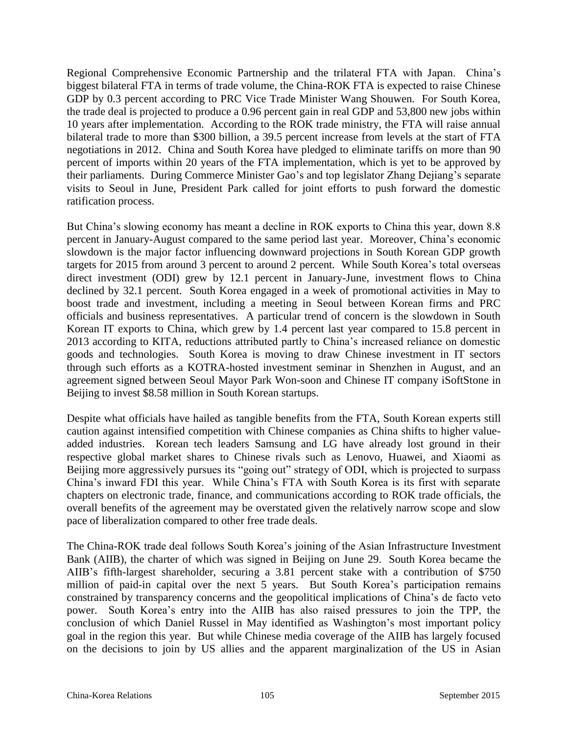Regional Comprehensive Economic Partnership and the trilateral FTA with Japan. China's biggest bilateral FTA in terms of trade volume, the China-ROK FTA is expected to raise Chinese GDP by 0.3 percent according to PRC Vice Trade Minister Wang Shouwen. For South Korea, the trade deal is projected to produce a 0.96 percent gain in real GDP and 53,800 new jobs within 10 years after implementation. According to the ROK trade ministry, the FTA will raise annual bilateral trade to more than $300 billion, a 39.5 percent increase from levels at the start of FTA negotiations in 2012. China and South Korea have pledged to eliminate tariffs on more than 90 percent of imports within 20 years of the FTA implementation, which is yet to be approved by their parliaments. During Commerce Minister Gao's and top legislator Zhang Dejiang's separate visits to Seoul in June, President Park called for joint efforts to push forward the domestic ratification process.

But China's slowing economy has meant a decline in ROK exports to China this year, down 8.8 percent in January-August compared to the same period last year. Moreover, China's economic slowdown is the major factor influencing downward projections in South Korean GDP growth targets for 2015 from around 3 percent to around 2 percent. While South Korea's total overseas direct investment (ODI) grew by 12.1 percent in January-June, investment flows to China declined by 32.1 percent. South Korea engaged in a week of promotional activities in May to boost trade and investment, including a meeting in Seoul between Korean firms and PRC officials and business representatives. A particular trend of concern is the slowdown in South Korean IT exports to China, which grew by 1.4 percent last year compared to 15.8 percent in 2013 according to KITA, reductions attributed partly to China's increased reliance on domestic goods and technologies. South Korea is moving to draw Chinese investment in IT sectors through such efforts as a KOTRA-hosted investment seminar in Shenzhen in August, and an agreement signed between Seoul Mayor Park Won-soon and Chinese IT company iSoftStone in Beijing to invest $8.58 million in South Korean startups.

Despite what officials have hailed as tangible benefits from the FTA, South Korean experts still caution against intensified competition with Chinese companies as China shifts to higher value-added industries. Korean tech leaders Samsung and LG have already lost ground in their respective global market shares to Chinese rivals such as Lenovo, Huawei, and Xiaomi as Beijing more aggressively pursues its "going out" strategy of ODI, which is projected to surpass China's inward FDI this year. While China's FTA with South Korea is its first with separate chapters on electronic trade, finance, and communications according to ROK trade officials, the overall benefits of the agreement may be overstated given the relatively narrow scope and slow pace of liberalization compared to other free trade deals.

The China-ROK trade deal follows South Korea's joining of the Asian Infrastructure Investment Bank (AIIB), the charter of which was signed in Beijing on June 29. South Korea became the AIIB's fifth-largest shareholder, securing a 3.81 percent stake with a contribution of $750 million of paid-in capital over the next 5 years. But South Korea's participation remains constrained by transparency concerns and the geopolitical implications of China's de facto veto power. South Korea's entry into the AIIB has also raised pressures to join the TPP, the conclusion of which Daniel Russel in May identified as Washington's most important policy goal in the region this year. But while Chinese media coverage of the AIIB has largely focused on the decisions to join by US allies and the apparent marginalization of the US in Asian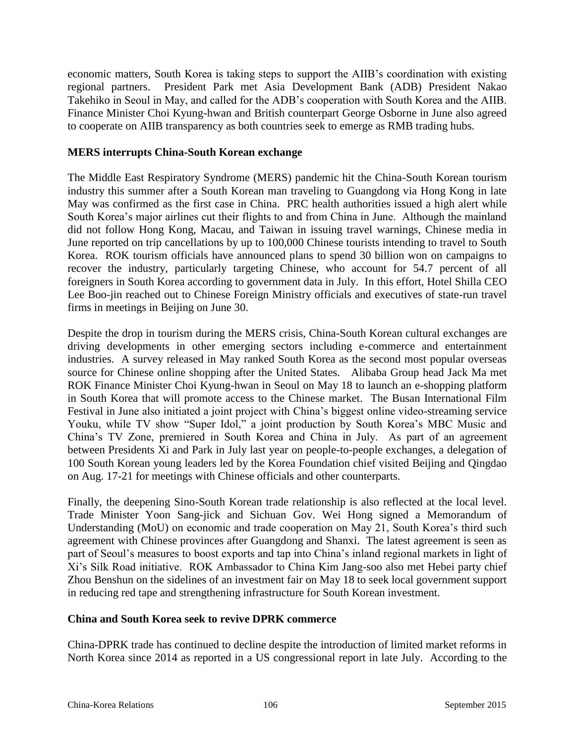economic matters, South Korea is taking steps to support the AIIB's coordination with existing regional partners. President Park met Asia Development Bank (ADB) President Nakao Takehiko in Seoul in May, and called for the ADB's cooperation with South Korea and the AIIB. Finance Minister Choi Kyung-hwan and British counterpart George Osborne in June also agreed to cooperate on AIIB transparency as both countries seek to emerge as RMB trading hubs.

**MERS interrupts China-South Korean exchange**

The Middle East Respiratory Syndrome (MERS) pandemic hit the China-South Korean tourism industry this summer after a South Korean man traveling to Guangdong via Hong Kong in late May was confirmed as the first case in China. PRC health authorities issued a high alert while South Korea's major airlines cut their flights to and from China in June. Although the mainland did not follow Hong Kong, Macau, and Taiwan in issuing travel warnings, Chinese media in June reported on trip cancellations by up to 100,000 Chinese tourists intending to travel to South Korea. ROK tourism officials have announced plans to spend 30 billion won on campaigns to recover the industry, particularly targeting Chinese, who account for 54.7 percent of all foreigners in South Korea according to government data in July. In this effort, Hotel Shilla CEO Lee Boo-jin reached out to Chinese Foreign Ministry officials and executives of state-run travel firms in meetings in Beijing on June 30.

Despite the drop in tourism during the MERS crisis, China-South Korean cultural exchanges are driving developments in other emerging sectors including e-commerce and entertainment industries. A survey released in May ranked South Korea as the second most popular overseas source for Chinese online shopping after the United States. Alibaba Group head Jack Ma met ROK Finance Minister Choi Kyung-hwan in Seoul on May 18 to launch an e-shopping platform in South Korea that will promote access to the Chinese market. The Busan International Film Festival in June also initiated a joint project with China's biggest online video-streaming service Youku, while TV show "Super Idol," a joint production by South Korea's MBC Music and China's TV Zone, premiered in South Korea and China in July. As part of an agreement between Presidents Xi and Park in July last year on people-to-people exchanges, a delegation of 100 South Korean young leaders led by the Korea Foundation chief visited Beijing and Qingdao on Aug. 17-21 for meetings with Chinese officials and other counterparts.

Finally, the deepening Sino-South Korean trade relationship is also reflected at the local level. Trade Minister Yoon Sang-jick and Sichuan Gov. Wei Hong signed a Memorandum of Understanding (MoU) on economic and trade cooperation on May 21, South Korea's third such agreement with Chinese provinces after Guangdong and Shanxi. The latest agreement is seen as part of Seoul's measures to boost exports and tap into China's inland regional markets in light of Xi's Silk Road initiative. ROK Ambassador to China Kim Jang-soo also met Hebei party chief Zhou Benshun on the sidelines of an investment fair on May 18 to seek local government support in reducing red tape and strengthening infrastructure for South Korean investment.

**China and South Korea seek to revive DPRK commerce**

China-DPRK trade has continued to decline despite the introduction of limited market reforms in North Korea since 2014 as reported in a US congressional report in late July. According to the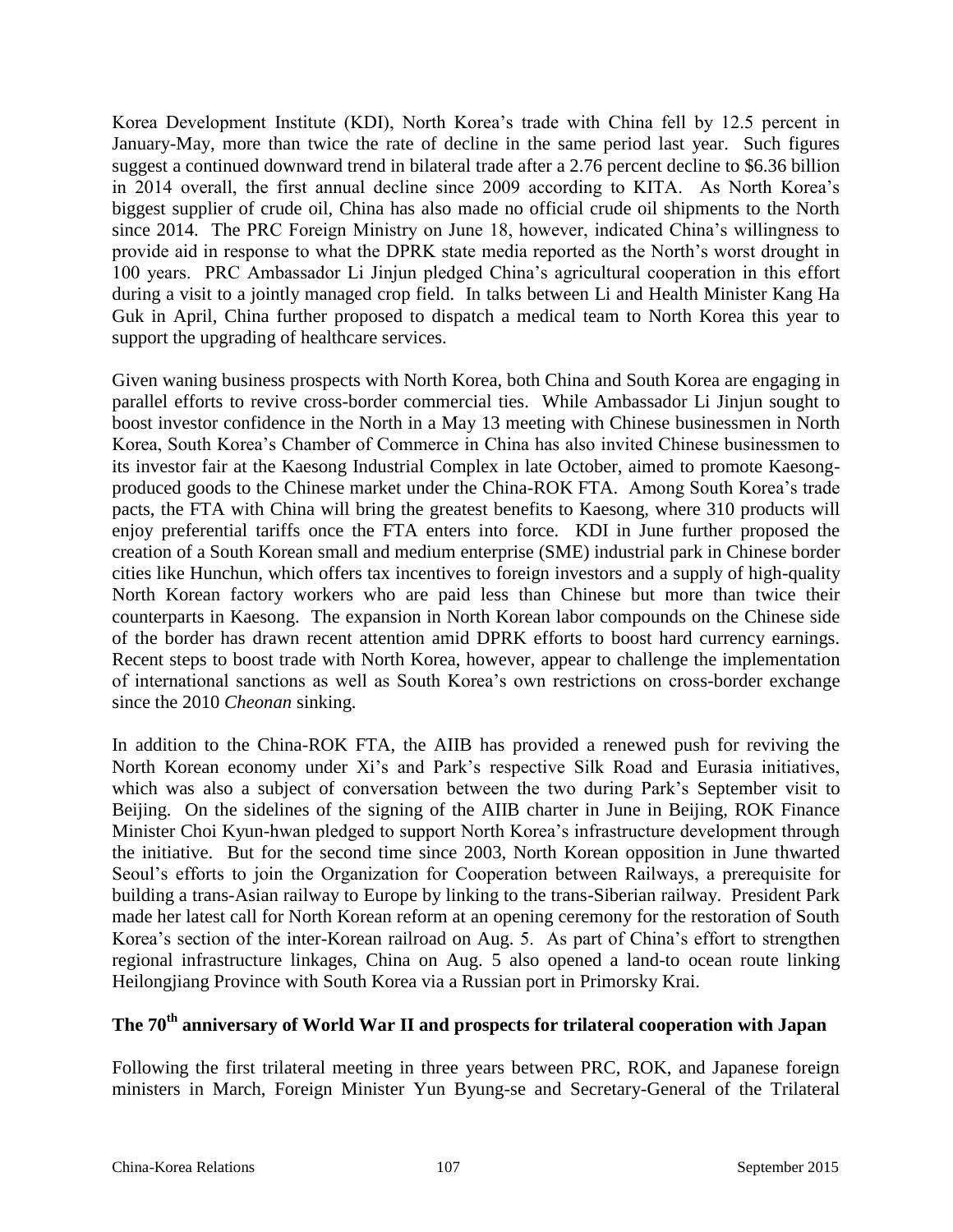Korea Development Institute (KDI), North Korea's trade with China fell by 12.5 percent in January-May, more than twice the rate of decline in the same period last year. Such figures suggest a continued downward trend in bilateral trade after a 2.76 percent decline to $6.36 billion in 2014 overall, the first annual decline since 2009 according to KITA. As North Korea's biggest supplier of crude oil, China has also made no official crude oil shipments to the North since 2014. The PRC Foreign Ministry on June 18, however, indicated China's willingness to provide aid in response to what the DPRK state media reported as the North's worst drought in 100 years. PRC Ambassador Li Jinjun pledged China's agricultural cooperation in this effort during a visit to a jointly managed crop field. In talks between Li and Health Minister Kang Ha Guk in April, China further proposed to dispatch a medical team to North Korea this year to support the upgrading of healthcare services.

Given waning business prospects with North Korea, both China and South Korea are engaging in parallel efforts to revive cross-border commercial ties. While Ambassador Li Jinjun sought to boost investor confidence in the North in a May 13 meeting with Chinese businessmen in North Korea, South Korea's Chamber of Commerce in China has also invited Chinese businessmen to its investor fair at the Kaesong Industrial Complex in late October, aimed to promote Kaesong-produced goods to the Chinese market under the China-ROK FTA. Among South Korea's trade pacts, the FTA with China will bring the greatest benefits to Kaesong, where 310 products will enjoy preferential tariffs once the FTA enters into force. KDI in June further proposed the creation of a South Korean small and medium enterprise (SME) industrial park in Chinese border cities like Hunchun, which offers tax incentives to foreign investors and a supply of high-quality North Korean factory workers who are paid less than Chinese but more than twice their counterparts in Kaesong. The expansion in North Korean labor compounds on the Chinese side of the border has drawn recent attention amid DPRK efforts to boost hard currency earnings. Recent steps to boost trade with North Korea, however, appear to challenge the implementation of international sanctions as well as South Korea's own restrictions on cross-border exchange since the 2010 *Cheonan* sinking.

In addition to the China-ROK FTA, the AIIB has provided a renewed push for reviving the North Korean economy under Xi's and Park's respective Silk Road and Eurasia initiatives, which was also a subject of conversation between the two during Park's September visit to Beijing. On the sidelines of the signing of the AIIB charter in June in Beijing, ROK Finance Minister Choi Kyun-hwan pledged to support North Korea's infrastructure development through the initiative. But for the second time since 2003, North Korean opposition in June thwarted Seoul's efforts to join the Organization for Cooperation between Railways, a prerequisite for building a trans-Asian railway to Europe by linking to the trans-Siberian railway. President Park made her latest call for North Korean reform at an opening ceremony for the restoration of South Korea's section of the inter-Korean railroad on Aug. 5. As part of China's effort to strengthen regional infrastructure linkages, China on Aug. 5 also opened a land-to ocean route linking Heilongjiang Province with South Korea via a Russian port in Primorsky Krai.

## The 70th anniversary of World War II and prospects for trilateral cooperation with Japan

Following the first trilateral meeting in three years between PRC, ROK, and Japanese foreign ministers in March, Foreign Minister Yun Byung-se and Secretary-General of the Trilateral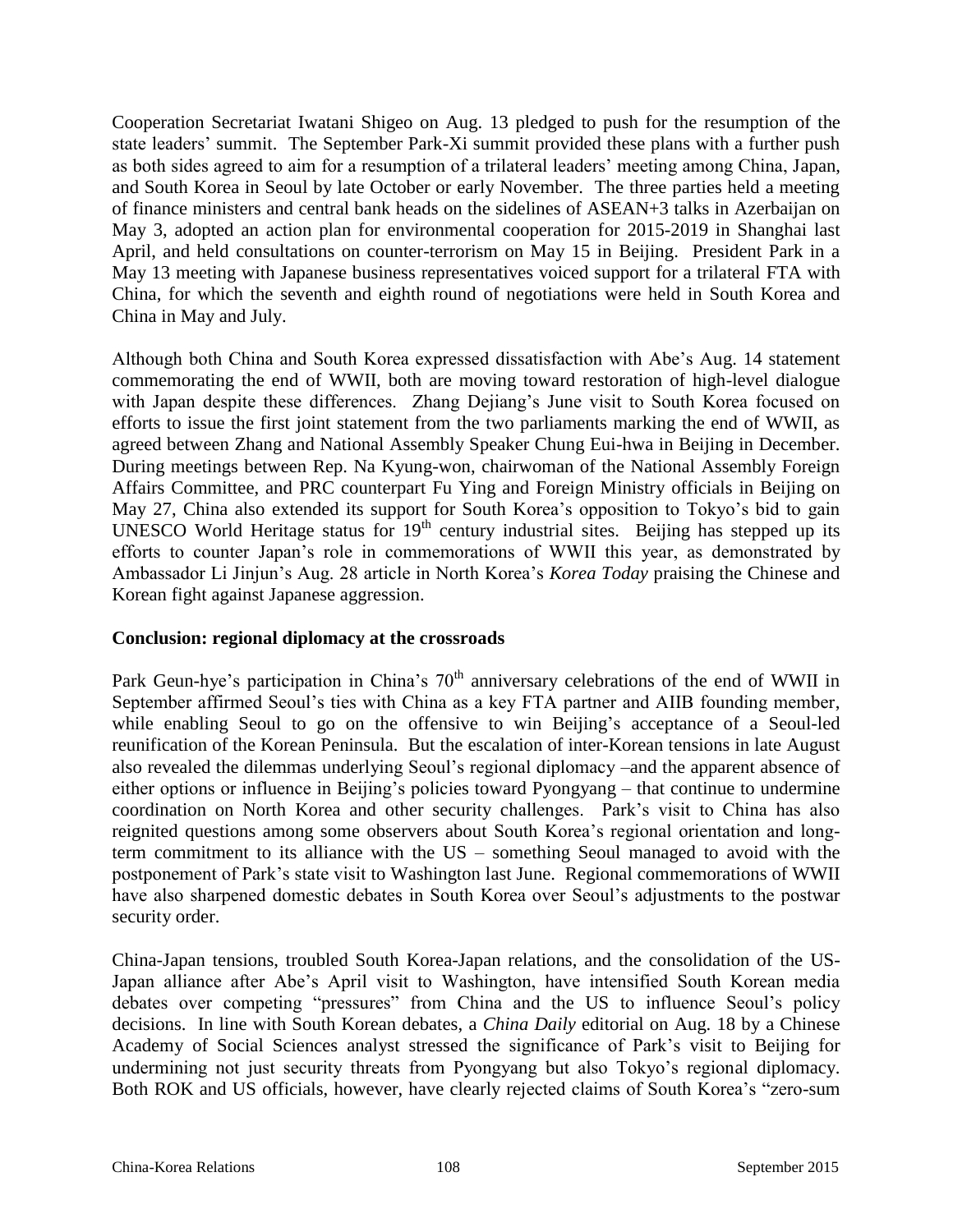Cooperation Secretariat Iwatani Shigeo on Aug. 13 pledged to push for the resumption of the state leaders' summit. The September Park-Xi summit provided these plans with a further push as both sides agreed to aim for a resumption of a trilateral leaders' meeting among China, Japan, and South Korea in Seoul by late October or early November. The three parties held a meeting of finance ministers and central bank heads on the sidelines of ASEAN+3 talks in Azerbaijan on May 3, adopted an action plan for environmental cooperation for 2015-2019 in Shanghai last April, and held consultations on counter-terrorism on May 15 in Beijing. President Park in a May 13 meeting with Japanese business representatives voiced support for a trilateral FTA with China, for which the seventh and eighth round of negotiations were held in South Korea and China in May and July.

Although both China and South Korea expressed dissatisfaction with Abe's Aug. 14 statement commemorating the end of WWII, both are moving toward restoration of high-level dialogue with Japan despite these differences. Zhang Dejiang's June visit to South Korea focused on efforts to issue the first joint statement from the two parliaments marking the end of WWII, as agreed between Zhang and National Assembly Speaker Chung Eui-hwa in Beijing in December. During meetings between Rep. Na Kyung-won, chairwoman of the National Assembly Foreign Affairs Committee, and PRC counterpart Fu Ying and Foreign Ministry officials in Beijing on May 27, China also extended its support for South Korea's opposition to Tokyo's bid to gain UNESCO World Heritage status for 19th century industrial sites. Beijing has stepped up its efforts to counter Japan's role in commemorations of WWII this year, as demonstrated by Ambassador Li Jinjun's Aug. 28 article in North Korea's *Korea Today* praising the Chinese and Korean fight against Japanese aggression.

## Conclusion: regional diplomacy at the crossroads

Park Geun-hye's participation in China's 70th anniversary celebrations of the end of WWII in September affirmed Seoul's ties with China as a key FTA partner and AIIB founding member, while enabling Seoul to go on the offensive to win Beijing's acceptance of a Seoul-led reunification of the Korean Peninsula. But the escalation of inter-Korean tensions in late August also revealed the dilemmas underlying Seoul's regional diplomacy –and the apparent absence of either options or influence in Beijing's policies toward Pyongyang – that continue to undermine coordination on North Korea and other security challenges. Park's visit to China has also reignited questions among some observers about South Korea's regional orientation and long-term commitment to its alliance with the US – something Seoul managed to avoid with the postponement of Park's state visit to Washington last June. Regional commemorations of WWII have also sharpened domestic debates in South Korea over Seoul's adjustments to the postwar security order.

China-Japan tensions, troubled South Korea-Japan relations, and the consolidation of the US-Japan alliance after Abe's April visit to Washington, have intensified South Korean media debates over competing "pressures" from China and the US to influence Seoul's policy decisions. In line with South Korean debates, a *China Daily* editorial on Aug. 18 by a Chinese Academy of Social Sciences analyst stressed the significance of Park's visit to Beijing for undermining not just security threats from Pyongyang but also Tokyo's regional diplomacy. Both ROK and US officials, however, have clearly rejected claims of South Korea's "zero-sum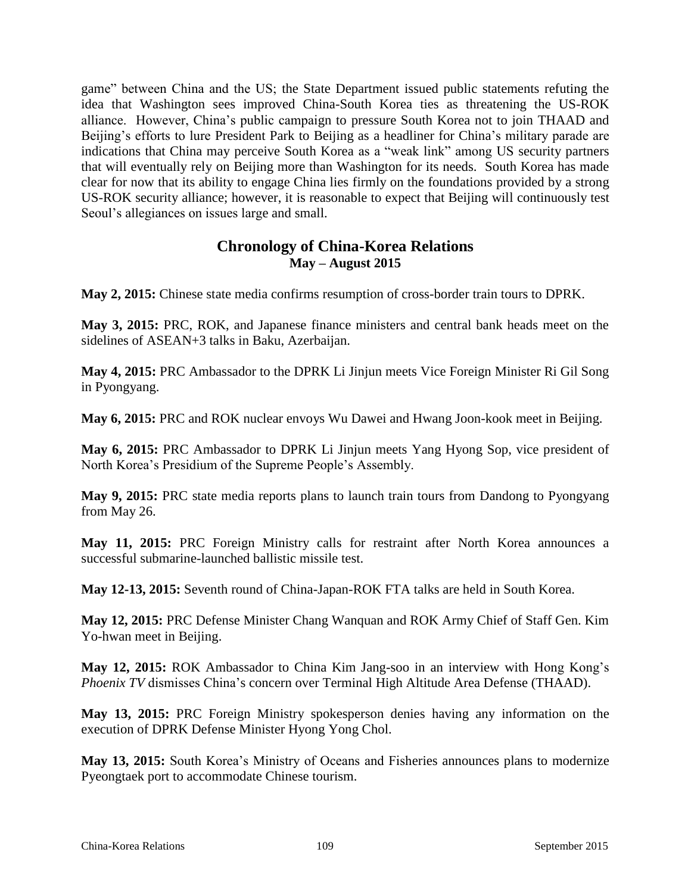game" between China and the US; the State Department issued public statements refuting the idea that Washington sees improved China-South Korea ties as threatening the US-ROK alliance. However, China's public campaign to pressure South Korea not to join THAAD and Beijing's efforts to lure President Park to Beijing as a headliner for China's military parade are indications that China may perceive South Korea as a "weak link" among US security partners that will eventually rely on Beijing more than Washington for its needs. South Korea has made clear for now that its ability to engage China lies firmly on the foundations provided by a strong US-ROK security alliance; however, it is reasonable to expect that Beijing will continuously test Seoul's allegiances on issues large and small.

## Chronology of China-Korea Relations
### May – August 2015

**May 2, 2015:** Chinese state media confirms resumption of cross-border train tours to DPRK.

**May 3, 2015:** PRC, ROK, and Japanese finance ministers and central bank heads meet on the sidelines of ASEAN+3 talks in Baku, Azerbaijan.

**May 4, 2015:** PRC Ambassador to the DPRK Li Jinjun meets Vice Foreign Minister Ri Gil Song in Pyongyang.

**May 6, 2015:** PRC and ROK nuclear envoys Wu Dawei and Hwang Joon-kook meet in Beijing.

**May 6, 2015:** PRC Ambassador to DPRK Li Jinjun meets Yang Hyong Sop, vice president of North Korea's Presidium of the Supreme People's Assembly.

**May 9, 2015:** PRC state media reports plans to launch train tours from Dandong to Pyongyang from May 26.

**May 11, 2015:** PRC Foreign Ministry calls for restraint after North Korea announces a successful submarine-launched ballistic missile test.

**May 12-13, 2015:** Seventh round of China-Japan-ROK FTA talks are held in South Korea.

**May 12, 2015:** PRC Defense Minister Chang Wanquan and ROK Army Chief of Staff Gen. Kim Yo-hwan meet in Beijing.

**May 12, 2015:** ROK Ambassador to China Kim Jang-soo in an interview with Hong Kong's *Phoenix TV* dismisses China's concern over Terminal High Altitude Area Defense (THAAD).

**May 13, 2015:** PRC Foreign Ministry spokesperson denies having any information on the execution of DPRK Defense Minister Hyong Yong Chol.

**May 13, 2015:** South Korea's Ministry of Oceans and Fisheries announces plans to modernize Pyeongtaek port to accommodate Chinese tourism.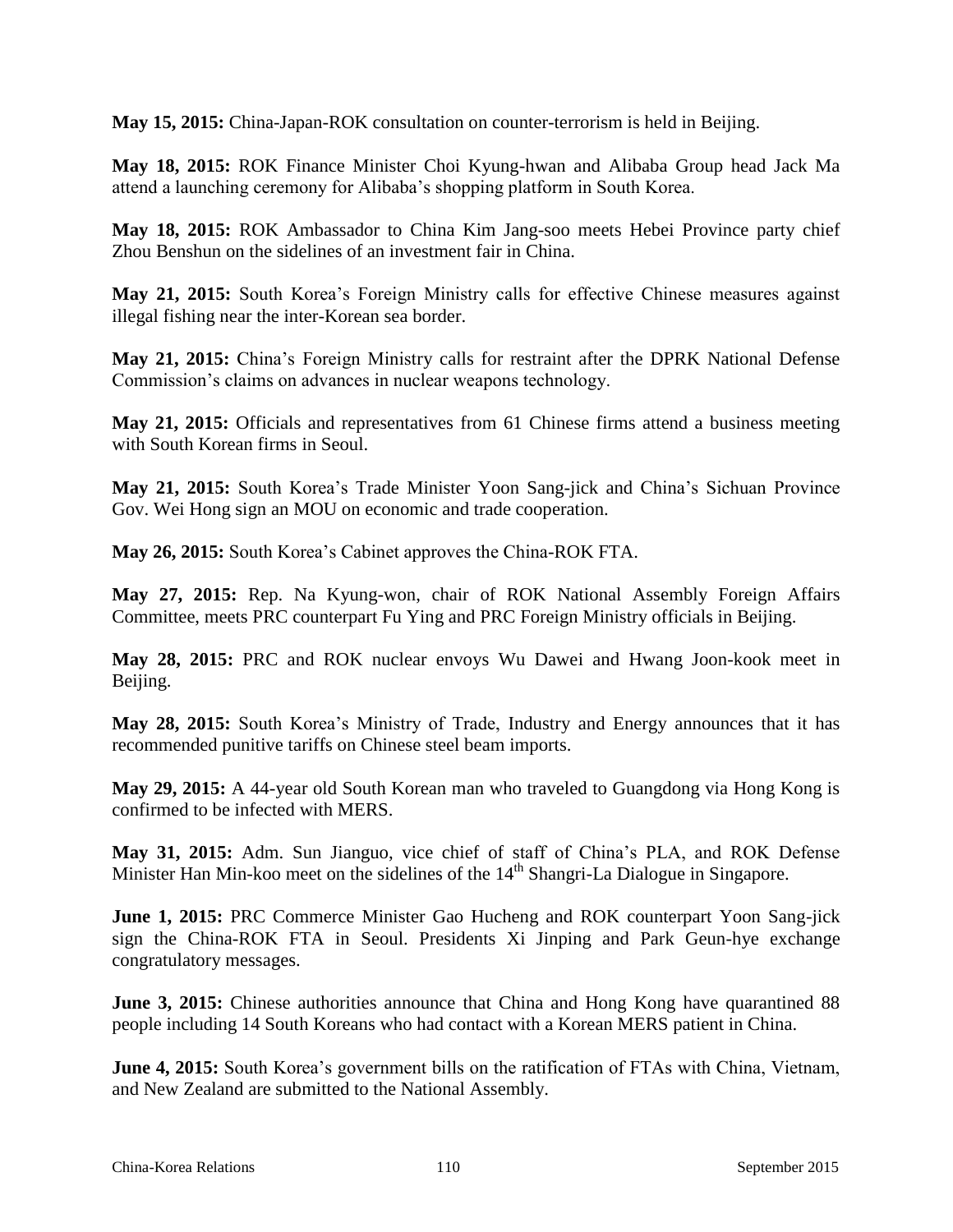**May 15, 2015:** China-Japan-ROK consultation on counter-terrorism is held in Beijing.

**May 18, 2015:** ROK Finance Minister Choi Kyung-hwan and Alibaba Group head Jack Ma attend a launching ceremony for Alibaba's shopping platform in South Korea.

**May 18, 2015:** ROK Ambassador to China Kim Jang-soo meets Hebei Province party chief Zhou Benshun on the sidelines of an investment fair in China.

**May 21, 2015:** South Korea's Foreign Ministry calls for effective Chinese measures against illegal fishing near the inter-Korean sea border.

**May 21, 2015:** China's Foreign Ministry calls for restraint after the DPRK National Defense Commission's claims on advances in nuclear weapons technology.

**May 21, 2015:** Officials and representatives from 61 Chinese firms attend a business meeting with South Korean firms in Seoul.

**May 21, 2015:** South Korea's Trade Minister Yoon Sang-jick and China's Sichuan Province Gov. Wei Hong sign an MOU on economic and trade cooperation.

**May 26, 2015:** South Korea's Cabinet approves the China-ROK FTA.

**May 27, 2015:** Rep. Na Kyung-won, chair of ROK National Assembly Foreign Affairs Committee, meets PRC counterpart Fu Ying and PRC Foreign Ministry officials in Beijing.

**May 28, 2015:** PRC and ROK nuclear envoys Wu Dawei and Hwang Joon-kook meet in Beijing.

**May 28, 2015:** South Korea's Ministry of Trade, Industry and Energy announces that it has recommended punitive tariffs on Chinese steel beam imports.

**May 29, 2015:** A 44-year old South Korean man who traveled to Guangdong via Hong Kong is confirmed to be infected with MERS.

**May 31, 2015:** Adm. Sun Jianguo, vice chief of staff of China's PLA, and ROK Defense Minister Han Min-koo meet on the sidelines of the 14th Shangri-La Dialogue in Singapore.

**June 1, 2015:** PRC Commerce Minister Gao Hucheng and ROK counterpart Yoon Sang-jick sign the China-ROK FTA in Seoul. Presidents Xi Jinping and Park Geun-hye exchange congratulatory messages.

**June 3, 2015:** Chinese authorities announce that China and Hong Kong have quarantined 88 people including 14 South Koreans who had contact with a Korean MERS patient in China.

**June 4, 2015:** South Korea's government bills on the ratification of FTAs with China, Vietnam, and New Zealand are submitted to the National Assembly.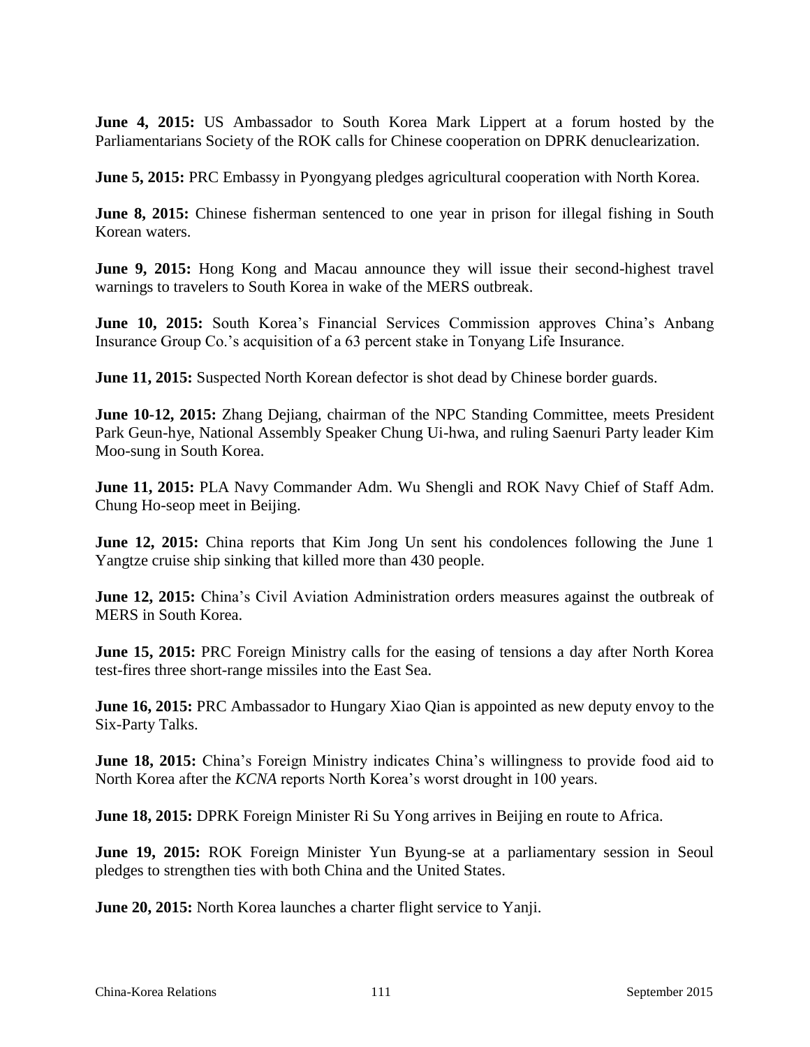**June 4, 2015:** US Ambassador to South Korea Mark Lippert at a forum hosted by the Parliamentarians Society of the ROK calls for Chinese cooperation on DPRK denuclearization.

**June 5, 2015:** PRC Embassy in Pyongyang pledges agricultural cooperation with North Korea.

**June 8, 2015:** Chinese fisherman sentenced to one year in prison for illegal fishing in South Korean waters.

**June 9, 2015:** Hong Kong and Macau announce they will issue their second-highest travel warnings to travelers to South Korea in wake of the MERS outbreak.

**June 10, 2015:** South Korea's Financial Services Commission approves China's Anbang Insurance Group Co.'s acquisition of a 63 percent stake in Tonyang Life Insurance.

**June 11, 2015:** Suspected North Korean defector is shot dead by Chinese border guards.

**June 10-12, 2015:** Zhang Dejiang, chairman of the NPC Standing Committee, meets President Park Geun-hye, National Assembly Speaker Chung Ui-hwa, and ruling Saenuri Party leader Kim Moo-sung in South Korea.

**June 11, 2015:** PLA Navy Commander Adm. Wu Shengli and ROK Navy Chief of Staff Adm. Chung Ho-seop meet in Beijing.

**June 12, 2015:** China reports that Kim Jong Un sent his condolences following the June 1 Yangtze cruise ship sinking that killed more than 430 people.

**June 12, 2015:** China's Civil Aviation Administration orders measures against the outbreak of MERS in South Korea.

**June 15, 2015:** PRC Foreign Ministry calls for the easing of tensions a day after North Korea test-fires three short-range missiles into the East Sea.

**June 16, 2015:** PRC Ambassador to Hungary Xiao Qian is appointed as new deputy envoy to the Six-Party Talks.

**June 18, 2015:** China's Foreign Ministry indicates China's willingness to provide food aid to North Korea after the *KCNA* reports North Korea's worst drought in 100 years.

**June 18, 2015:** DPRK Foreign Minister Ri Su Yong arrives in Beijing en route to Africa.

**June 19, 2015:** ROK Foreign Minister Yun Byung-se at a parliamentary session in Seoul pledges to strengthen ties with both China and the United States.

**June 20, 2015:** North Korea launches a charter flight service to Yanji.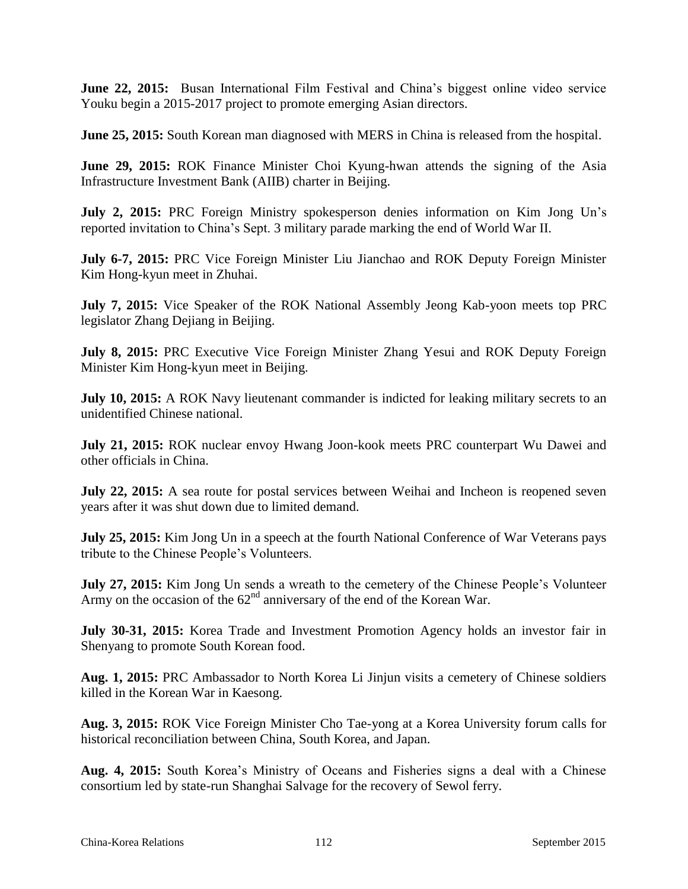**June 22, 2015:** Busan International Film Festival and China's biggest online video service Youku begin a 2015-2017 project to promote emerging Asian directors.

**June 25, 2015:** South Korean man diagnosed with MERS in China is released from the hospital.

**June 29, 2015:** ROK Finance Minister Choi Kyung-hwan attends the signing of the Asia Infrastructure Investment Bank (AIIB) charter in Beijing.

**July 2, 2015:** PRC Foreign Ministry spokesperson denies information on Kim Jong Un's reported invitation to China's Sept. 3 military parade marking the end of World War II.

**July 6-7, 2015:** PRC Vice Foreign Minister Liu Jianchao and ROK Deputy Foreign Minister Kim Hong-kyun meet in Zhuhai.

**July 7, 2015:** Vice Speaker of the ROK National Assembly Jeong Kab-yoon meets top PRC legislator Zhang Dejiang in Beijing.

**July 8, 2015:** PRC Executive Vice Foreign Minister Zhang Yesui and ROK Deputy Foreign Minister Kim Hong-kyun meet in Beijing.

**July 10, 2015:** A ROK Navy lieutenant commander is indicted for leaking military secrets to an unidentified Chinese national.

**July 21, 2015:** ROK nuclear envoy Hwang Joon-kook meets PRC counterpart Wu Dawei and other officials in China.

**July 22, 2015:** A sea route for postal services between Weihai and Incheon is reopened seven years after it was shut down due to limited demand.

**July 25, 2015:** Kim Jong Un in a speech at the fourth National Conference of War Veterans pays tribute to the Chinese People's Volunteers.

**July 27, 2015:** Kim Jong Un sends a wreath to the cemetery of the Chinese People's Volunteer Army on the occasion of the 62nd anniversary of the end of the Korean War.

**July 30-31, 2015:** Korea Trade and Investment Promotion Agency holds an investor fair in Shenyang to promote South Korean food.

**Aug. 1, 2015:** PRC Ambassador to North Korea Li Jinjun visits a cemetery of Chinese soldiers killed in the Korean War in Kaesong.

**Aug. 3, 2015:** ROK Vice Foreign Minister Cho Tae-yong at a Korea University forum calls for historical reconciliation between China, South Korea, and Japan.

**Aug. 4, 2015:** South Korea's Ministry of Oceans and Fisheries signs a deal with a Chinese consortium led by state-run Shanghai Salvage for the recovery of Sewol ferry.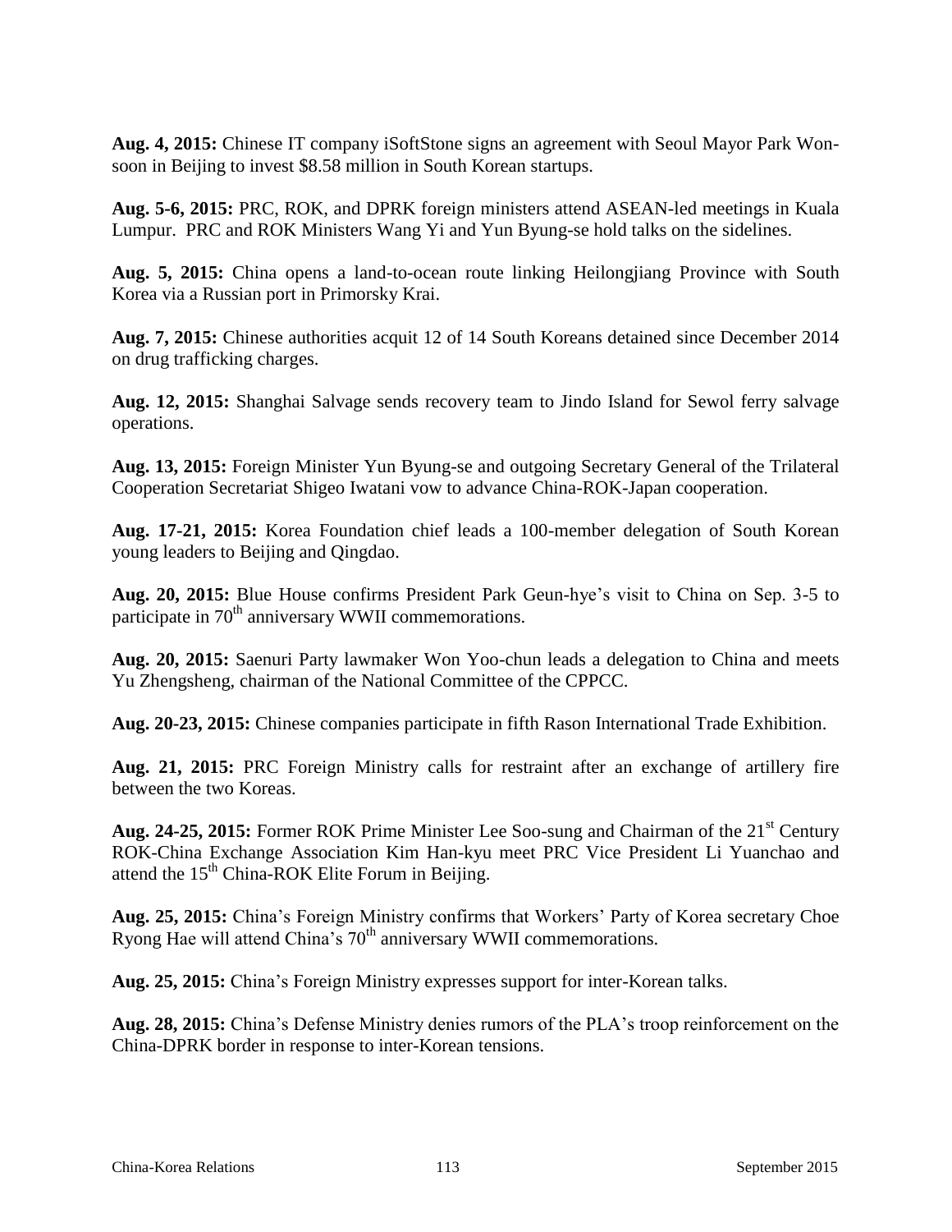**Aug. 4, 2015:** Chinese IT company iSoftStone signs an agreement with Seoul Mayor Park Won-soon in Beijing to invest \$8.58 million in South Korean startups.

**Aug. 5-6, 2015:** PRC, ROK, and DPRK foreign ministers attend ASEAN-led meetings in Kuala Lumpur. PRC and ROK Ministers Wang Yi and Yun Byung-se hold talks on the sidelines.

**Aug. 5, 2015:** China opens a land-to-ocean route linking Heilongjiang Province with South Korea via a Russian port in Primorsky Krai.

**Aug. 7, 2015:** Chinese authorities acquit 12 of 14 South Koreans detained since December 2014 on drug trafficking charges.

**Aug. 12, 2015:** Shanghai Salvage sends recovery team to Jindo Island for Sewol ferry salvage operations.

**Aug. 13, 2015:** Foreign Minister Yun Byung-se and outgoing Secretary General of the Trilateral Cooperation Secretariat Shigeo Iwatani vow to advance China-ROK-Japan cooperation.

**Aug. 17-21, 2015:** Korea Foundation chief leads a 100-member delegation of South Korean young leaders to Beijing and Qingdao.

**Aug. 20, 2015:** Blue House confirms President Park Geun-hye's visit to China on Sep. 3-5 to participate in 70th anniversary WWII commemorations.

**Aug. 20, 2015:** Saenuri Party lawmaker Won Yoo-chun leads a delegation to China and meets Yu Zhengsheng, chairman of the National Committee of the CPPCC.

**Aug. 20-23, 2015:** Chinese companies participate in fifth Rason International Trade Exhibition.

**Aug. 21, 2015:** PRC Foreign Ministry calls for restraint after an exchange of artillery fire between the two Koreas.

**Aug. 24-25, 2015:** Former ROK Prime Minister Lee Soo-sung and Chairman of the 21st Century ROK-China Exchange Association Kim Han-kyu meet PRC Vice President Li Yuanchao and attend the 15th China-ROK Elite Forum in Beijing.

**Aug. 25, 2015:** China's Foreign Ministry confirms that Workers' Party of Korea secretary Choe Ryong Hae will attend China's 70th anniversary WWII commemorations.

**Aug. 25, 2015:** China's Foreign Ministry expresses support for inter-Korean talks.

**Aug. 28, 2015:** China's Defense Ministry denies rumors of the PLA's troop reinforcement on the China-DPRK border in response to inter-Korean tensions.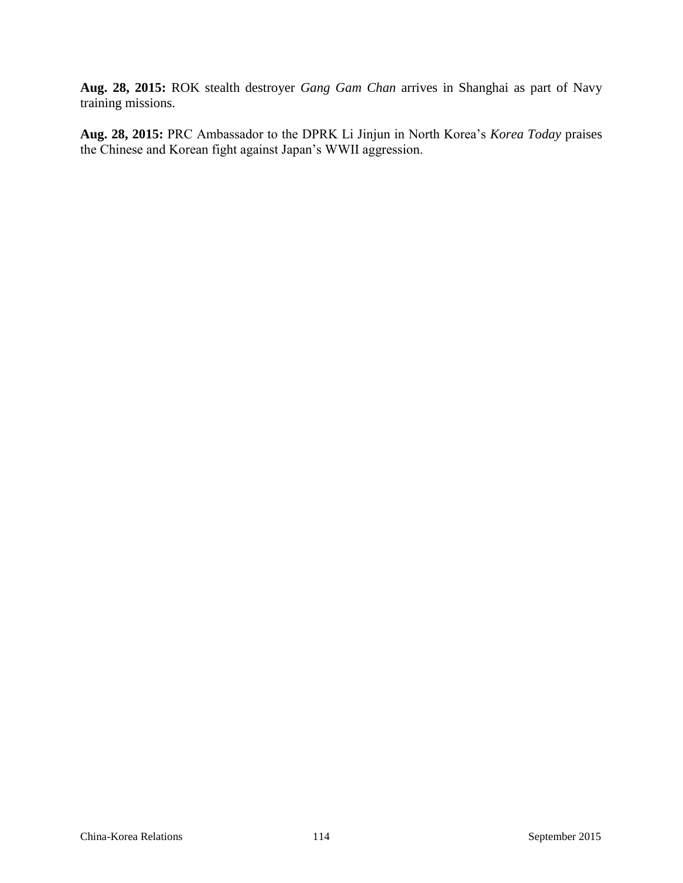**Aug. 28, 2015:** ROK stealth destroyer *Gang Gam Chan* arrives in Shanghai as part of Navy training missions.

**Aug. 28, 2015:** PRC Ambassador to the DPRK Li Jinjun in North Korea's *Korea Today* praises the Chinese and Korean fight against Japan's WWII aggression.